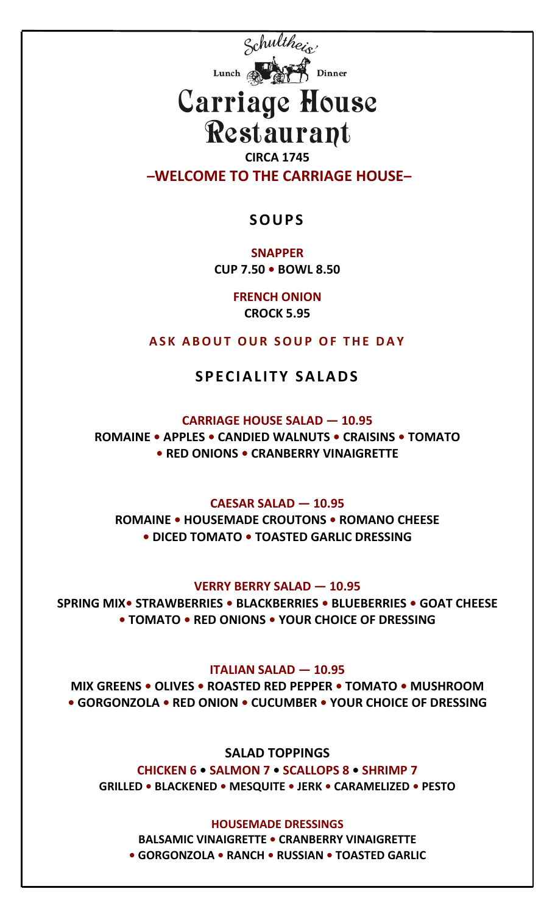Schultheis

Lunch Dinner

# Carriage House Restaurant

**CIRCA 1745**

**–WELCOME TO THE CARRIAGE HOUSE–**

## SOUPS

**SNAPPER**
**CUP 7.50 • BOWL 8.50**

**FRENCH ONION**
**CROCK 5.95**

**ASK ABOUT OUR SOUP OF THE DAY**

## SPECIALITY SALADS

**CARRIAGE HOUSE SALAD — 10.95**
**ROMAINE • APPLES • CANDIED WALNUTS • CRAISINS • TOMATO • RED ONIONS • CRANBERRY VINAIGRETTE**

**CAESAR SALAD — 10.95**
**ROMAINE • HOUSEMADE CROUTONS • ROMANO CHEESE • DICED TOMATO • TOASTED GARLIC DRESSING**

**VERRY BERRY SALAD — 10.95**
**SPRING MIX• STRAWBERRIES • BLACKBERRIES • BLUEBERRIES • GOAT CHEESE • TOMATO • RED ONIONS • YOUR CHOICE OF DRESSING**

**ITALIAN SALAD — 10.95**
**MIX GREENS • OLIVES • ROASTED RED PEPPER • TOMATO • MUSHROOM • GORGONZOLA • RED ONION • CUCUMBER • YOUR CHOICE OF DRESSING**

**SALAD TOPPINGS**
**CHICKEN 6 • SALMON 7 • SCALLOPS 8 • SHRIMP 7**
**GRILLED • BLACKENED • MESQUITE • JERK • CARAMELIZED • PESTO**

**HOUSEMADE DRESSINGS**
**BALSAMIC VINAIGRETTE • CRANBERRY VINAIGRETTE • GORGONZOLA • RANCH • RUSSIAN • TOASTED GARLIC**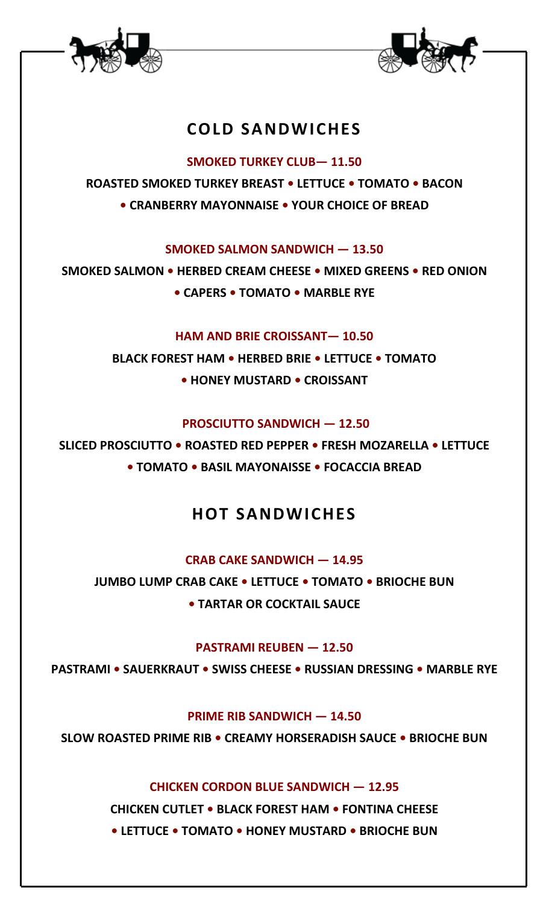## COLD SANDWICHES

**SMOKED TURKEY CLUB— 11.50**

**ROASTED SMOKED TURKEY BREAST • LETTUCE • TOMATO • BACON • CRANBERRY MAYONNAISE • YOUR CHOICE OF BREAD**

**SMOKED SALMON SANDWICH — 13.50**

**SMOKED SALMON • HERBED CREAM CHEESE • MIXED GREENS • RED ONION • CAPERS • TOMATO • MARBLE RYE**

**HAM AND BRIE CROISSANT— 10.50**

**BLACK FOREST HAM • HERBED BRIE • LETTUCE • TOMATO • HONEY MUSTARD • CROISSANT**

**PROSCIUTTO SANDWICH — 12.50**

**SLICED PROSCIUTTO • ROASTED RED PEPPER • FRESH MOZARELLA • LETTUCE • TOMATO • BASIL MAYONAISSE • FOCACCIA BREAD**

## HOT SANDWICHES

**CRAB CAKE SANDWICH — 14.95**

**JUMBO LUMP CRAB CAKE • LETTUCE • TOMATO • BRIOCHE BUN • TARTAR OR COCKTAIL SAUCE**

**PASTRAMI REUBEN — 12.50**

**PASTRAMI • SAUERKRAUT • SWISS CHEESE • RUSSIAN DRESSING • MARBLE RYE**

**PRIME RIB SANDWICH — 14.50**

**SLOW ROASTED PRIME RIB • CREAMY HORSERADISH SAUCE • BRIOCHE BUN**

**CHICKEN CORDON BLUE SANDWICH — 12.95**

**CHICKEN CUTLET • BLACK FOREST HAM • FONTINA CHEESE • LETTUCE • TOMATO • HONEY MUSTARD • BRIOCHE BUN**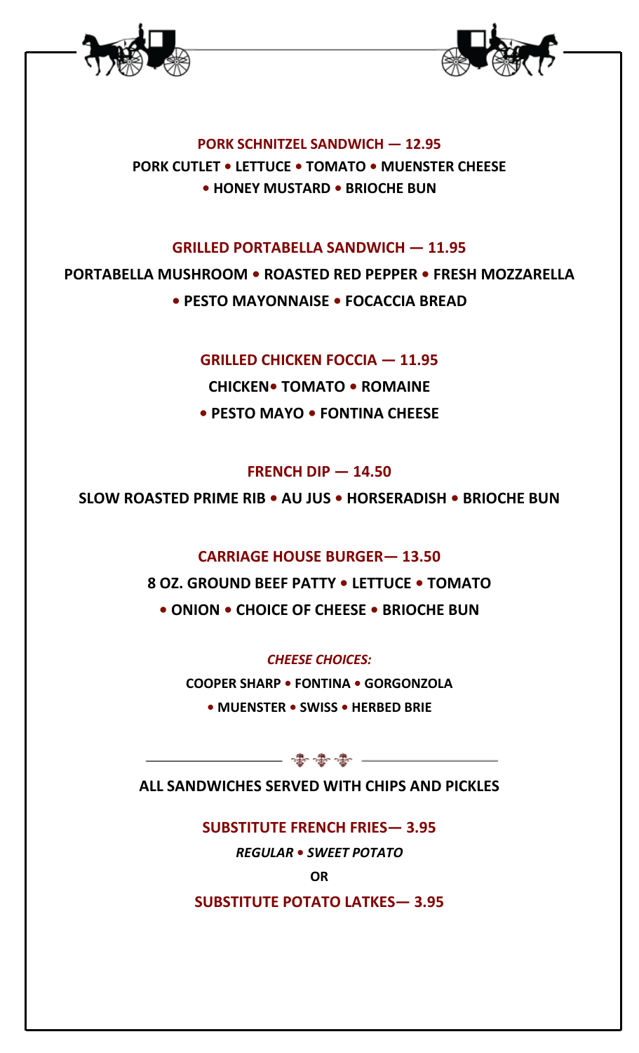### PORK SCHNITZEL SANDWICH — 12.95

**PORK CUTLET • LETTUCE • TOMATO • MUENSTER CHEESE • HONEY MUSTARD • BRIOCHE BUN**

### GRILLED PORTABELLA SANDWICH — 11.95

**PORTABELLA MUSHROOM • ROASTED RED PEPPER • FRESH MOZZARELLA • PESTO MAYONNAISE • FOCACCIA BREAD**

### GRILLED CHICKEN FOCCIA — 11.95

**CHICKEN• TOMATO • ROMAINE • PESTO MAYO • FONTINA CHEESE**

### FRENCH DIP — 14.50

**SLOW ROASTED PRIME RIB • AU JUS • HORSERADISH • BRIOCHE BUN**

### CARRIAGE HOUSE BURGER— 13.50

**8 OZ. GROUND BEEF PATTY • LETTUCE • TOMATO • ONION • CHOICE OF CHEESE • BRIOCHE BUN**

***CHEESE CHOICES:***

**COOPER SHARP • FONTINA • GORGONZOLA • MUENSTER • SWISS • HERBED BRIE**

---

**ALL SANDWICHES SERVED WITH CHIPS AND PICKLES**

### SUBSTITUTE FRENCH FRIES— 3.95

***REGULAR • SWEET POTATO***

**OR**

### SUBSTITUTE POTATO LATKES— 3.95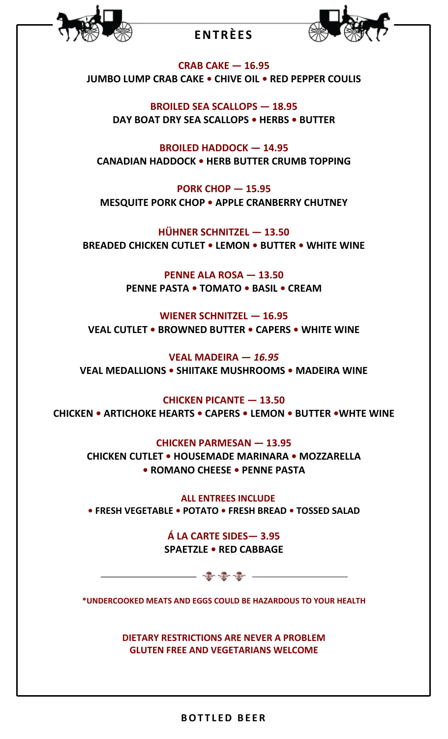# ENTRÈES

**CRAB CAKE — 16.95**
**JUMBO LUMP CRAB CAKE • CHIVE OIL • RED PEPPER COULIS**

**BROILED SEA SCALLOPS — 18.95**
**DAY BOAT DRY SEA SCALLOPS • HERBS • BUTTER**

**BROILED HADDOCK — 14.95**
**CANADIAN HADDOCK • HERB BUTTER CRUMB TOPPING**

**PORK CHOP — 15.95**
**MESQUITE PORK CHOP • APPLE CRANBERRY CHUTNEY**

**HÜHNER SCHNITZEL — 13.50**
**BREADED CHICKEN CUTLET • LEMON • BUTTER • WHITE WINE**

**PENNE ALA ROSA — 13.50**
**PENNE PASTA • TOMATO • BASIL • CREAM**

**WIENER SCHNITZEL — 16.95**
**VEAL CUTLET • BROWNED BUTTER • CAPERS • WHITE WINE**

**VEAL MADEIRA — *16.95***
**VEAL MEDALLIONS • SHIITAKE MUSHROOMS • MADEIRA WINE**

**CHICKEN PICANTE — 13.50**
**CHICKEN • ARTICHOKE HEARTS • CAPERS • LEMON • BUTTER •WHTE WINE**

**CHICKEN PARMESAN — 13.95**
**CHICKEN CUTLET • HOUSEMADE MARINARA • MOZZARELLA • ROMANO CHEESE • PENNE PASTA**

**ALL ENTREES INCLUDE**
**• FRESH VEGETABLE • POTATO • FRESH BREAD • TOSSED SALAD**

**Á LA CARTE SIDES— 3.95**
**SPAETZLE • RED CABBAGE**

**\*UNDERCOOKED MEATS AND EGGS COULD BE HAZARDOUS TO YOUR HEALTH**

**DIETARY RESTRICTIONS ARE NEVER A PROBLEM**
**GLUTEN FREE AND VEGETARIANS WELCOME**

## BOTTLED BEER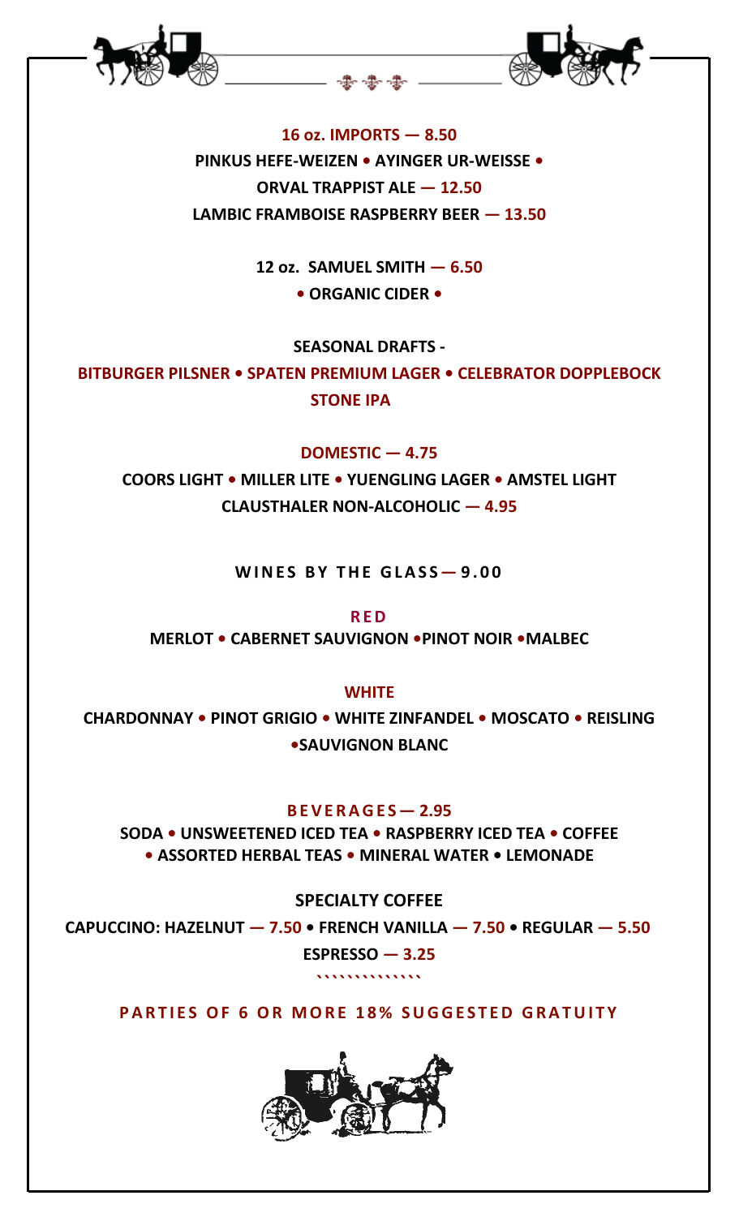**16 oz. IMPORTS — 8.50**

**PINKUS HEFE-WEIZEN • AYINGER UR-WEISSE •**

**ORVAL TRAPPIST ALE — 12.50**

**LAMBIC FRAMBOISE RASPBERRY BEER — 13.50**

**12 oz. SAMUEL SMITH — 6.50**

**• ORGANIC CIDER •**

**SEASONAL DRAFTS -**

**BITBURGER PILSNER • SPATEN PREMIUM LAGER • CELEBRATOR DOPPLEBOCK**

**STONE IPA**

**DOMESTIC — 4.75**

**COORS LIGHT • MILLER LITE • YUENGLING LAGER • AMSTEL LIGHT**

**CLAUSTHALER NON-ALCOHOLIC — 4.95**

## WINES BY THE GLASS — 9.00

**RED**

**MERLOT • CABERNET SAUVIGNON •PINOT NOIR •MALBEC**

**WHITE**

**CHARDONNAY • PINOT GRIGIO • WHITE ZINFANDEL • MOSCATO • REISLING •SAUVIGNON BLANC**

## BEVERAGES — 2.95

**SODA • UNSWEETENED ICED TEA • RASPBERRY ICED TEA • COFFEE • ASSORTED HERBAL TEAS • MINERAL WATER • LEMONADE**

**SPECIALTY COFFEE**

**CAPUCCINO: HAZELNUT — 7.50 • FRENCH VANILLA — 7.50 • REGULAR — 5.50**

**ESPRESSO — 3.25**

**PARTIES OF 6 OR MORE 18% SUGGESTED GRATUITY**